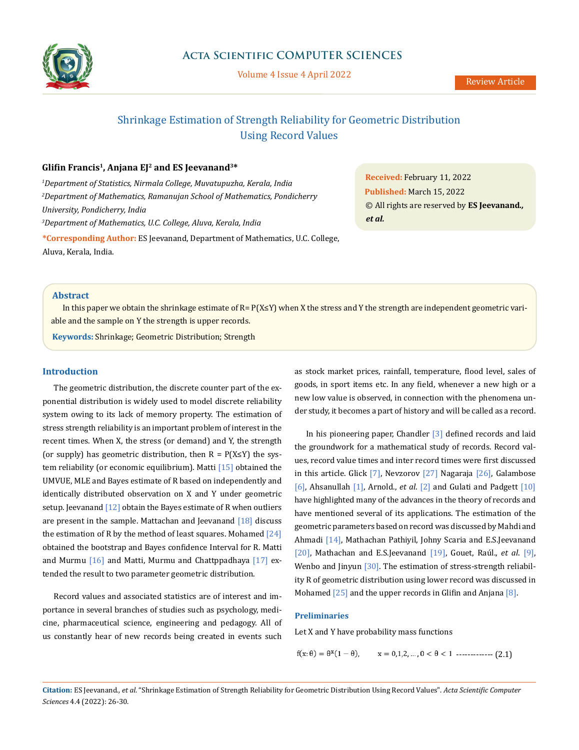Review Article

# Shrinkage Estimation of Strength Reliability for Geometric Distribution Using Record Values

**Glifin Francis[1], Anjana EJ[2] and ES Jeevanand[3]***

*[1]Department of Statistics, Nirmala College, Muvatupuzha, Kerala, India*

*[2]Department of Mathematics, Ramanujan School of Mathematics, Pondicherry University, Pondicherry, India*

*[3]Department of Mathematics, U.C. College, Aluva, Kerala, India*

***Corresponding Author:** ES Jeevanand, Department of Mathematics, U.C. College, Aluva, Kerala, India.

**Received:** February 11, 2022
**Published:** March 15, 2022
© All rights are reserved by **ES Jeevanand., *et al.***

## Abstract

In this paper we obtain the shrinkage estimate of R= P(X≤Y) when X the stress and Y the strength are independent geometric variable and the sample on Y the strength is upper records.

**Keywords:** Shrinkage; Geometric Distribution; Strength

## Introduction

The geometric distribution, the discrete counter part of the exponential distribution is widely used to model discrete reliability system owing to its lack of memory property. The estimation of stress strength reliability is an important problem of interest in the recent times. When X, the stress (or demand) and Y, the strength (or supply) has geometric distribution, then R = P(X≤Y) the system reliability (or economic equilibrium). Matti [15] obtained the UMVUE, MLE and Bayes estimate of R based on independently and identically distributed observation on X and Y under geometric setup. Jeevanand [12] obtain the Bayes estimate of R when outliers are present in the sample. Mattachan and Jeevanand [18] discuss the estimation of R by the method of least squares. Mohamed [24] obtained the bootstrap and Bayes confidence Interval for R. Matti and Murmu [16] and Matti, Murmu and Chattppadhaya [17] extended the result to two parameter geometric distribution.

Record values and associated statistics are of interest and importance in several branches of studies such as psychology, medicine, pharmaceutical science, engineering and pedagogy. All of us constantly hear of new records being created in events such as stock market prices, rainfall, temperature, flood level, sales of goods, in sport items etc. In any field, whenever a new high or a new low value is observed, in connection with the phenomena under study, it becomes a part of history and will be called as a record.

In his pioneering paper, Chandler [3] defined records and laid the groundwork for a mathematical study of records. Record values, record value times and inter record times were first discussed in this article. Glick [7], Nevzorov [27] Nagaraja [26], Galambose [6], Ahsanullah [1], Arnold., *et al*. [2] and Gulati and Padgett [10] have highlighted many of the advances in the theory of records and have mentioned several of its applications. The estimation of the geometric parameters based on record was discussed by Mahdi and Ahmadi [14], Mathachan Pathiyil, Johny Scaria and E.S.Jeevanand [20], Mathachan and E.S.Jeevanand [19], Gouet, Raúl., *et al*. [9], Wenbo and Jinyun [30]. The estimation of stress-strength reliability R of geometric distribution using lower record was discussed in Mohamed [25] and the upper records in Glifin and Anjana [8].

## Preliminaries

Let X and Y have probability mass functions

$$f(x:\theta) = \theta^{x}(1-\theta), \qquad x = 0,1,2,\ldots, 0 < \theta < 1 \quad \text{------------- (2.1)}$$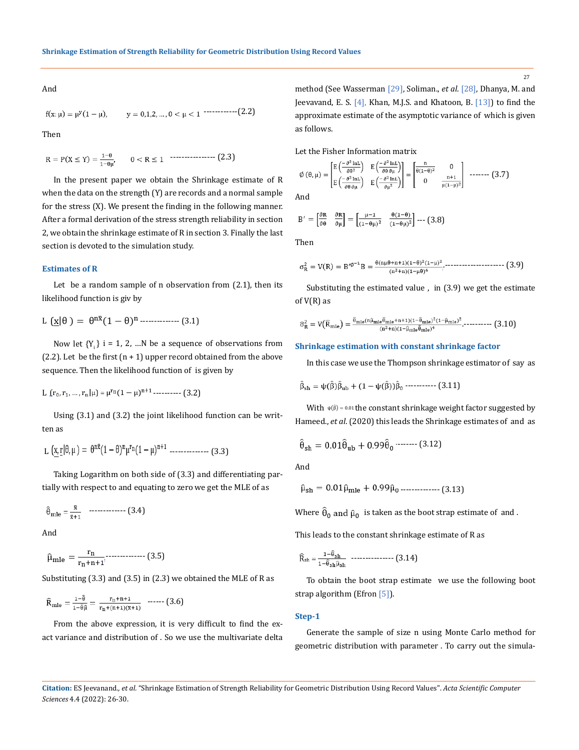And

$$f(x:\mu) = \mu^{y}(1-\mu), \qquad y = 0,1,2,\dots, 0<\mu<1 \text{ ------------(2.2)}$$

Then

$$R = P(X \le Y) = \frac{1-\theta}{1-\theta\mu}, \qquad 0 < R \le 1 \text{ ---------------- (2.3)}$$

In the present paper we obtain the Shrinkage estimate of R when the data on the strength (Y) are records and a normal sample for the stress (X). We present the finding in the following manner. After a formal derivation of the stress strength reliability in section 2, we obtain the shrinkage estimate of R in section 3. Finally the last section is devoted to the simulation study.

## Estimates of R

Let be a random sample of n observation from (2.1), then its likelihood function is giv by

$$L\left(\underline{x}|\theta\right) = \theta^{n\bar{x}}(1-\theta)^{n} \text{ -------------- (3.1)}$$

Now let $\{Y_i\}$ i = 1, 2, …N be a sequence of observations from (2.2). Let be the first (n + 1) upper record obtained from the above sequence. Then the likelihood function of is given by

$$L\left(r_0, r_1, \dots, r_n|\mu\right) = \mu^{r_n}(1-\mu)^{n+1} \text{ ---------- (3.2)}$$

Using (3.1) and (3.2) the joint likelihood function can be written as

$$L\left(\underline{x}, \underline{r}|\theta,\mu\right) = \theta^{n\bar{x}}(1-\theta)^{n}\mu^{r_n}(1-\mu)^{n+1} \text{ -------------- (3.3)}$$

Taking Logarithm on both side of (3.3) and differentiating partially with respect to and equating to zero we get the MLE of as

$$\hat{\theta}_{mle} = \frac{\bar{x}}{\bar{x}+1} \text{ ------------- (3.4)}$$

And

$$\hat{\mu}_{mle} = \frac{r_n}{r_n+n+1} \text{ -------------- (3.5)}$$

Substituting (3.3) and (3.5) in (2.3) we obtained the MLE of R as

$$\hat{R}_{mle} = \frac{1-\hat{\theta}}{1-\hat{\theta}\hat{\mu}} = \frac{r_n+n+1}{r_n+(n+1)(\bar{x}+1)} \text{ ------ (3.6)}$$

From the above expression, it is very difficult to find the exact variance and distribution of . So we use the multivariate delta method (See Wasserman [29], Soliman., *et al*. [28], Dhanya, M. and Jeevavand, E. S. [4], Khan, M.J.S. and Khatoon, B. [13]) to find the approximate estimate of the asymptotic variance of which is given as follows.

Let the Fisher Information matrix

$$\phi(\theta,\mu) = \begin{bmatrix} E\left(\frac{-\partial^2 \ln L}{\partial\theta^2}\right) & E\left(\frac{-\partial^2 \ln L}{\partial\theta\,\partial\mu}\right) \\ E\left(\frac{-\partial^2 \ln L}{\partial\theta\,\partial\mu}\right) & E\left(\frac{-\partial^2 \ln L}{\partial\mu^2}\right) \end{bmatrix} = \begin{bmatrix} \frac{n}{\theta(1-\theta)^2} & 0 \\ 0 & \frac{n+1}{\mu(1-\mu)^2} \end{bmatrix} \text{ ------- (3.7)}$$

And

$$B' = \begin{bmatrix} \frac{\partial R}{\partial\theta} & \frac{\partial R}{\partial\mu} \end{bmatrix} = \begin{bmatrix} \frac{\mu-1}{(1-\theta\mu)^2} & \frac{\theta(1-\theta)}{(1-\theta\mu)^2} \end{bmatrix} \text{ --- (3.8)}$$

Then

$$\sigma_R^2 = V(R) = B'\phi^{-1}B = \frac{\theta(n\mu\theta+n+1)(1-\theta)^2(1-\mu)^2}{(n^2+n)(1-\mu\theta)^4} \text{ --------------------- (3.9)}$$

Substituting the estimated value , in (3.9) we get the estimate of V(R) as

$$\hat{\sigma}_R^2 = V\left(\hat{R}_{mle}\right) = \frac{\hat{\theta}_{mle}(n\hat{\mu}_{mle}\hat{\theta}_{mle}+n+1)(1-\hat{\theta}_{mle})^2(1-\hat{\mu}_{mle})^2}{(n^2+n)(1-\hat{\mu}_{mle}\hat{\theta}_{mle})^4} \text{ ---------- (3.10)}$$

### Shrinkage estimation with constant shrinkage factor

In this case we use the Thompson shrinkage estimator of say as

$$\hat{\beta}_{sh} = \psi(\hat{\beta})\hat{\beta}_{ub} + (1-\psi(\hat{\beta}))\hat{\beta}_0 \text{ ----------- (3.11)}$$

With $\psi(\hat{\beta}) = 0.01$ the constant shrinkage weight factor suggested by Hameed., *et al*. (2020) this leads the Shrinkage estimates of and as

$$\hat{\theta}_{sh} = 0.01\hat{\theta}_{ub} + 0.99\hat{\theta}_0 \text{ -------- (3.12)}$$

And

$$\hat{\mu}_{sh} = 0.01\hat{\mu}_{mle} + 0.99\hat{\mu}_0 \text{ -------------- (3.13)}$$

Where $\hat{\theta}_0$ and $\hat{\mu}_0$ is taken as the boot strap estimate of and .

This leads to the constant shrinkage estimate of R as

$$\hat{R}_{sh} = \frac{1-\hat{\theta}_{sh}}{1-\hat{\theta}_{sh}\hat{\mu}_{sh}} \text{ --------------- (3.14)}$$

To obtain the boot strap estimate we use the following boot strap algorithm (Efron [5]).

### Step-1

Generate the sample of size n using Monte Carlo method for geometric distribution with parameter . To carry out the simula-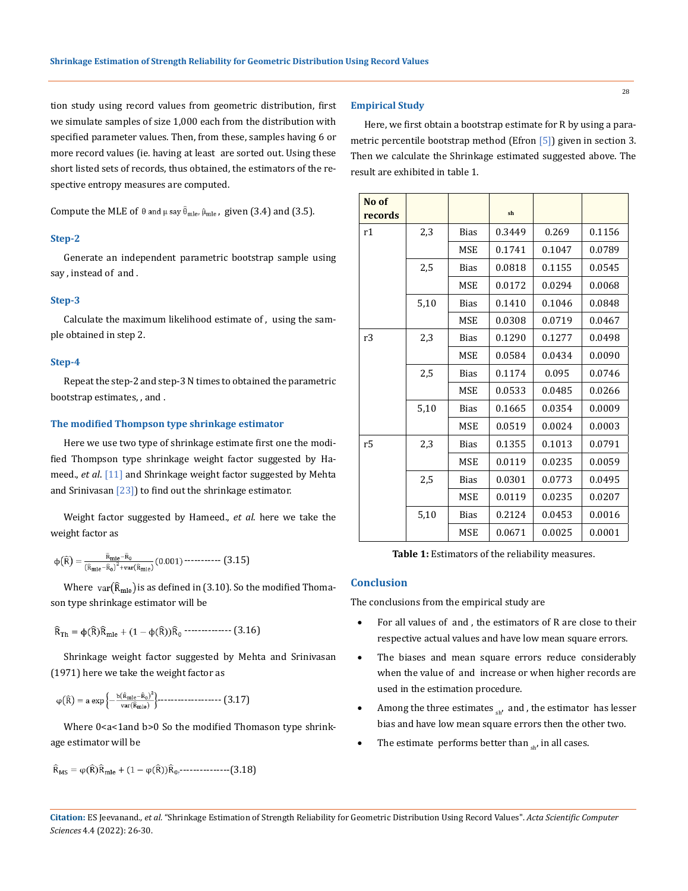tion study using record values from geometric distribution, first we simulate samples of size 1,000 each from the distribution with specified parameter values. Then, from these, samples having 6 or more record values (ie. having at least  are sorted out. Using these short listed sets of records, thus obtained, the estimators of the respective entropy measures are computed.

Compute the MLE of $\theta$ and $\mu$ say $\hat{\theta}_{mle}$, $\hat{\mu}_{mle}$, given (3.4) and (3.5).

### Step-2

Generate an independent parametric bootstrap sample using say , instead of  and .

### Step-3

Calculate the maximum likelihood estimate of ,  using the sample obtained in step 2.

### Step-4

Repeat the step-2 and step-3 N times to obtained the parametric bootstrap estimates, , and .

### The modified Thompson type shrinkage estimator

Here we use two type of shrinkage estimate first one the modified Thompson type shrinkage weight factor suggested by Hameed., *et al*. [11] and Shrinkage weight factor suggested by Mehta and Srinivasan [23]) to find out the shrinkage estimator.

Weight factor suggested by Hameed., *et al*. here we take the weight factor as

$$\phi(\hat{R}) = \frac{\hat{R}_{mle} - \hat{R}_0}{(\hat{R}_{mle} - \hat{R}_0)^2 + var(\hat{R}_{mle})}(0.001) \text{----------- } (3.15)$$

Where $var(\hat{R}_{mle})$ is as defined in (3.10). So the modified Thomason type shrinkage estimator will be

$$\hat{R}_{Th} = \phi(\hat{R})\hat{R}_{mle} + (1 - \phi(\hat{R}))\hat{R}_0 \text{ -------------- } (3.16)$$

Shrinkage weight factor suggested by Mehta and Srinivasan (1971) here we take the weight factor as

$$\varphi(\hat{R}) = a \exp\left\{-\frac{b(\hat{R}_{mle} - \hat{R}_0)^2}{var(\hat{R}_{mle})}\right\} \text{------------------- } (3.17)$$

Where 0<a<1and b>0 So the modified Thomason type shrinkage estimator will be

$$\hat{R}_{MS} = \varphi(\hat{R})\hat{R}_{mle} + (1 - \varphi(\hat{R}))\hat{R}_0, \text{---------------}(3.18)$$

### Empirical Study

Here, we first obtain a bootstrap estimate for R by using a parametric percentile bootstrap method (Efron [5]) given in section 3. Then we calculate the Shrinkage estimated suggested above. The result are exhibited in table 1.

| No of records | | | sh | | |
|---|---|---|---|---|---|
| r1 | 2,3 | Bias | 0.3449 | 0.269 | 0.1156 |
| | | MSE | 0.1741 | 0.1047 | 0.0789 |
| | 2,5 | Bias | 0.0818 | 0.1155 | 0.0545 |
| | | MSE | 0.0172 | 0.0294 | 0.0068 |
| | 5,10 | Bias | 0.1410 | 0.1046 | 0.0848 |
| | | MSE | 0.0308 | 0.0719 | 0.0467 |
| r3 | 2,3 | Bias | 0.1290 | 0.1277 | 0.0498 |
| | | MSE | 0.0584 | 0.0434 | 0.0090 |
| | 2,5 | Bias | 0.1174 | 0.095 | 0.0746 |
| | | MSE | 0.0533 | 0.0485 | 0.0266 |
| | 5,10 | Bias | 0.1665 | 0.0354 | 0.0009 |
| | | MSE | 0.0519 | 0.0024 | 0.0003 |
| r5 | 2,3 | Bias | 0.1355 | 0.1013 | 0.0791 |
| | | MSE | 0.0119 | 0.0235 | 0.0059 |
| | 2,5 | Bias | 0.0301 | 0.0773 | 0.0495 |
| | | MSE | 0.0119 | 0.0235 | 0.0207 |
| | 5,10 | Bias | 0.2124 | 0.0453 | 0.0016 |
| | | MSE | 0.0671 | 0.0025 | 0.0001 |

**Table 1:** Estimators of the reliability measures.

## Conclusion

The conclusions from the empirical study are

- For all values of  and , the estimators of R are close to their respective actual values and have low mean square errors.
- The biases and mean square errors reduce considerably when the value of  and  increase or when higher records are used in the estimation procedure.
- Among the three estimates $_{sh}$,  and , the estimator  has lesser bias and have low mean square errors then the other two.
- The estimate  performs better than $_{sh}$, in all cases.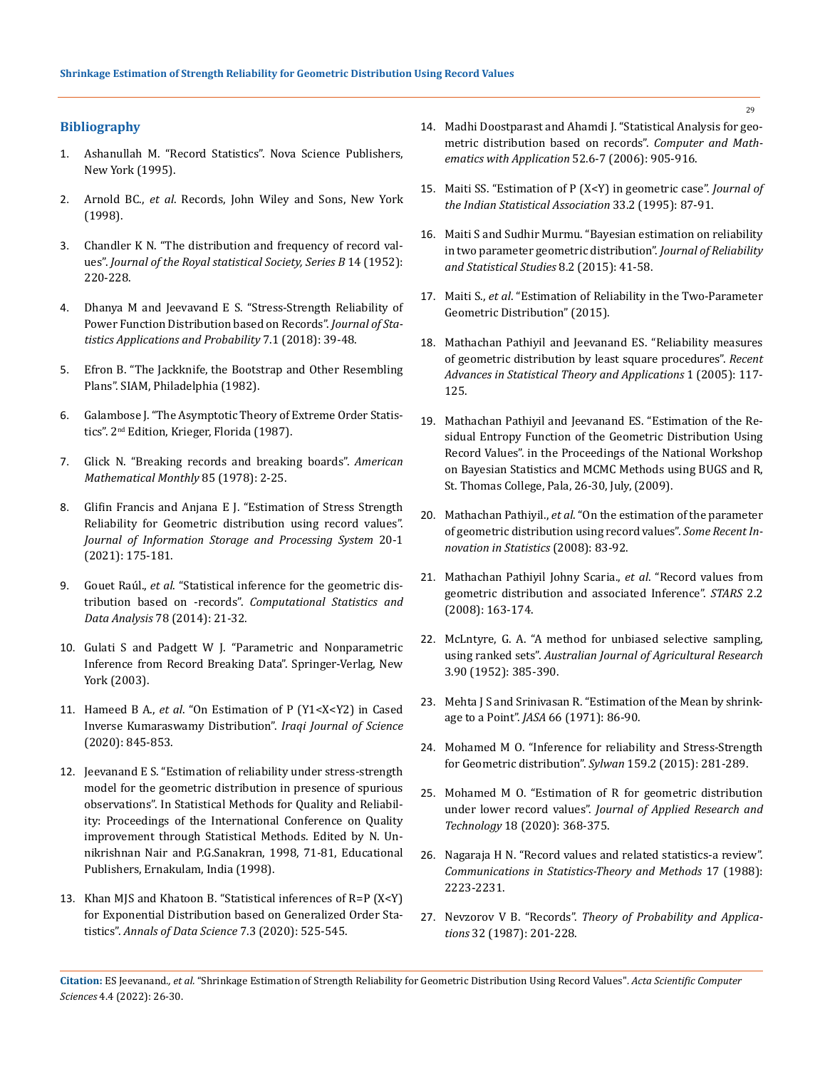## Bibliography

1. Ashanullah M. "Record Statistics". Nova Science Publishers, New York (1995).
2. Arnold BC., *et al*. Records, John Wiley and Sons, New York (1998).
3. Chandler K N. "The distribution and frequency of record values". *Journal of the Royal statistical Society, Series B* 14 (1952): 220-228.
4. Dhanya M and Jeevavand E S. "Stress-Strength Reliability of Power Function Distribution based on Records". *Journal of Statistics Applications and Probability* 7.1 (2018): 39-48.
5. Efron B. "The Jackknife, the Bootstrap and Other Resembling Plans". SIAM, Philadelphia (1982).
6. Galambose J. "The Asymptotic Theory of Extreme Order Statistics". 2nd Edition, Krieger, Florida (1987).
7. Glick N. "Breaking records and breaking boards". *American Mathematical Monthly* 85 (1978): 2-25.
8. Glifin Francis and Anjana E J. "Estimation of Stress Strength Reliability for Geometric distribution using record values". *Journal of Information Storage and Processing System* 20-1 (2021): 175-181.
9. Gouet Raúl., *et al*. "Statistical inference for the geometric distribution based on -records". *Computational Statistics and Data Analysis* 78 (2014): 21-32.
10. Gulati S and Padgett W J. "Parametric and Nonparametric Inference from Record Breaking Data". Springer-Verlag, New York (2003).
11. Hameed B A., *et al*. "On Estimation of P (Y1<X<Y2) in Cased Inverse Kumaraswamy Distribution". *Iraqi Journal of Science* (2020): 845-853.
12. Jeevanand E S. "Estimation of reliability under stress-strength model for the geometric distribution in presence of spurious observations". In Statistical Methods for Quality and Reliability: Proceedings of the International Conference on Quality improvement through Statistical Methods. Edited by N. Unnikrishnan Nair and P.G.Sanakran, 1998, 71-81, Educational Publishers, Ernakulam, India (1998).
13. Khan MJS and Khatoon B. "Statistical inferences of R=P (X<Y) for Exponential Distribution based on Generalized Order Statistics". *Annals of Data Science* 7.3 (2020): 525-545.
14. Madhi Doostparast and Ahamdi J. "Statistical Analysis for geometric distribution based on records". *Computer and Mathematics with Application* 52.6-7 (2006): 905-916.
15. Maiti SS. "Estimation of P (X<Y) in geometric case". *Journal of the Indian Statistical Association* 33.2 (1995): 87-91.
16. Maiti S and Sudhir Murmu. "Bayesian estimation on reliability in two parameter geometric distribution". *Journal of Reliability and Statistical Studies* 8.2 (2015): 41-58.
17. Maiti S., *et al*. "Estimation of Reliability in the Two-Parameter Geometric Distribution" (2015).
18. Mathachan Pathiyil and Jeevanand ES. "Reliability measures of geometric distribution by least square procedures". *Recent Advances in Statistical Theory and Applications* 1 (2005): 117-125.
19. Mathachan Pathiyil and Jeevanand ES. "Estimation of the Residual Entropy Function of the Geometric Distribution Using Record Values". in the Proceedings of the National Workshop on Bayesian Statistics and MCMC Methods using BUGS and R, St. Thomas College, Pala, 26-30, July, (2009).
20. Mathachan Pathiyil., *et al*. "On the estimation of the parameter of geometric distribution using record values". *Some Recent Innovation in Statistics* (2008): 83-92.
21. Mathachan Pathiyil Johny Scaria., *et al*. "Record values from geometric distribution and associated Inference". *STARS* 2.2 (2008): 163-174.
22. McLntyre, G. A. "A method for unbiased selective sampling, using ranked sets". *Australian Journal of Agricultural Research* 3.90 (1952): 385-390.
23. Mehta J S and Srinivasan R. "Estimation of the Mean by shrinkage to a Point". *JASA* 66 (1971): 86-90.
24. Mohamed M O. "Inference for reliability and Stress-Strength for Geometric distribution". *Sylwan* 159.2 (2015): 281-289.
25. Mohamed M O. "Estimation of R for geometric distribution under lower record values". *Journal of Applied Research and Technology* 18 (2020): 368-375.
26. Nagaraja H N. "Record values and related statistics-a review". *Communications in Statistics-Theory and Methods* 17 (1988): 2223-2231.
27. Nevzorov V B. "Records". *Theory of Probability and Applications* 32 (1987): 201-228.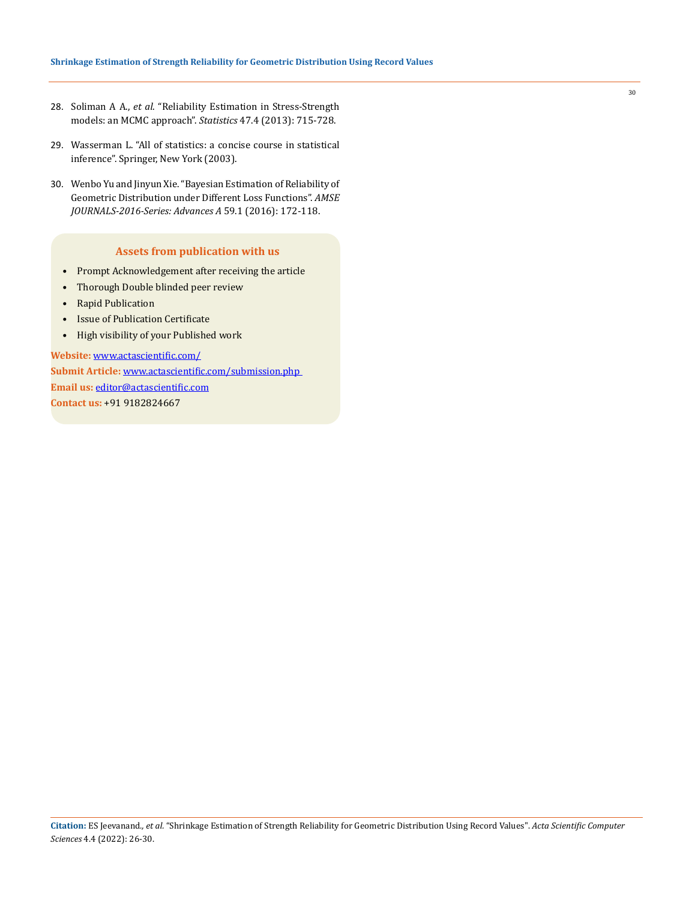28. Soliman A A., *et al*. "Reliability Estimation in Stress-Strength models: an MCMC approach". *Statistics* 47.4 (2013): 715-728.

29. Wasserman L. "All of statistics: a concise course in statistical inference". Springer, New York (2003).

30. Wenbo Yu and Jinyun Xie. "Bayesian Estimation of Reliability of Geometric Distribution under Different Loss Functions". *AMSE JOURNALS-2016-Series: Advances A* 59.1 (2016): 172-118.

### Assets from publication with us

- Prompt Acknowledgement after receiving the article
- Thorough Double blinded peer review
- Rapid Publication
- Issue of Publication Certificate
- High visibility of your Published work

**Website:** www.actascientific.com/
**Submit Article:** www.actascientific.com/submission.php
**Email us:** editor@actascientific.com
**Contact us:** +91 9182824667

**Citation:** ES Jeevanand., *et al*. "Shrinkage Estimation of Strength Reliability for Geometric Distribution Using Record Values". *Acta Scientific Computer Sciences* 4.4 (2022): 26-30.